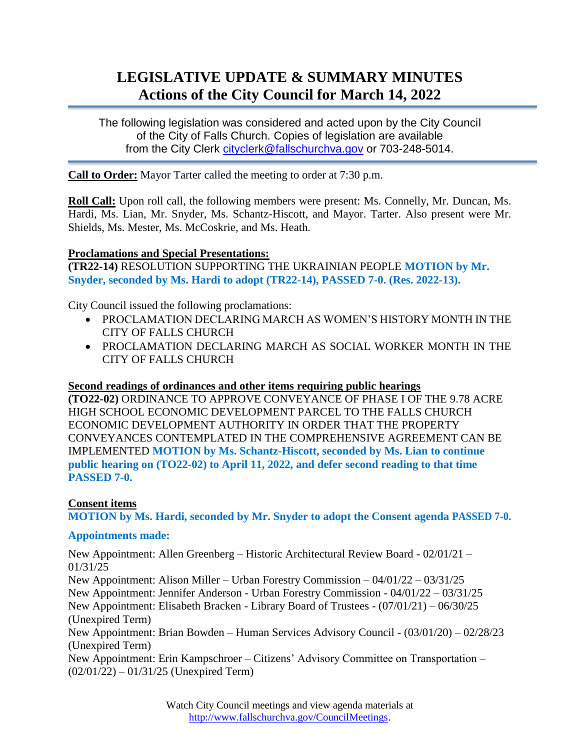# LEGISLATIVE UPDATE & SUMMARY MINUTES
# Actions of the City Council for March 14, 2022

The following legislation was considered and acted upon by the City Council of the City of Falls Church. Copies of legislation are available from the City Clerk cityclerk@fallschurchva.gov or 703-248-5014.

**Call to Order:** Mayor Tarter called the meeting to order at 7:30 p.m.

**Roll Call:** Upon roll call, the following members were present: Ms. Connelly, Mr. Duncan, Ms. Hardi, Ms. Lian, Mr. Snyder, Ms. Schantz-Hiscott, and Mayor. Tarter. Also present were Mr. Shields, Ms. Mester, Ms. McCoskrie, and Ms. Heath.

**Proclamations and Special Presentations:**

**(TR22-14)** RESOLUTION SUPPORTING THE UKRAINIAN PEOPLE **MOTION by Mr. Snyder, seconded by Ms. Hardi to adopt (TR22-14), PASSED 7-0. (Res. 2022-13).**

City Council issued the following proclamations:

- PROCLAMATION DECLARING MARCH AS WOMEN'S HISTORY MONTH IN THE CITY OF FALLS CHURCH
- PROCLAMATION DECLARING MARCH AS SOCIAL WORKER MONTH IN THE CITY OF FALLS CHURCH

**Second readings of ordinances and other items requiring public hearings**

**(TO22-02)** ORDINANCE TO APPROVE CONVEYANCE OF PHASE I OF THE 9.78 ACRE HIGH SCHOOL ECONOMIC DEVELOPMENT PARCEL TO THE FALLS CHURCH ECONOMIC DEVELOPMENT AUTHORITY IN ORDER THAT THE PROPERTY CONVEYANCES CONTEMPLATED IN THE COMPREHENSIVE AGREEMENT CAN BE IMPLEMENTED **MOTION by Ms. Schantz-Hiscott, seconded by Ms. Lian to continue public hearing on (TO22-02) to April 11, 2022, and defer second reading to that time PASSED 7-0.**

**Consent items**

**MOTION by Ms. Hardi, seconded by Mr. Snyder to adopt the Consent agenda PASSED 7-0.**

**Appointments made:**

New Appointment: Allen Greenberg – Historic Architectural Review Board - 02/01/21 – 01/31/25
New Appointment: Alison Miller – Urban Forestry Commission – 04/01/22 – 03/31/25
New Appointment: Jennifer Anderson - Urban Forestry Commission - 04/01/22 – 03/31/25
New Appointment: Elisabeth Bracken - Library Board of Trustees - (07/01/21) – 06/30/25 (Unexpired Term)
New Appointment: Brian Bowden – Human Services Advisory Council - (03/01/20) – 02/28/23 (Unexpired Term)
New Appointment: Erin Kampschroer – Citizens' Advisory Committee on Transportation – (02/01/22) – 01/31/25 (Unexpired Term)

Watch City Council meetings and view agenda materials at http://www.fallschurchva.gov/CouncilMeetings.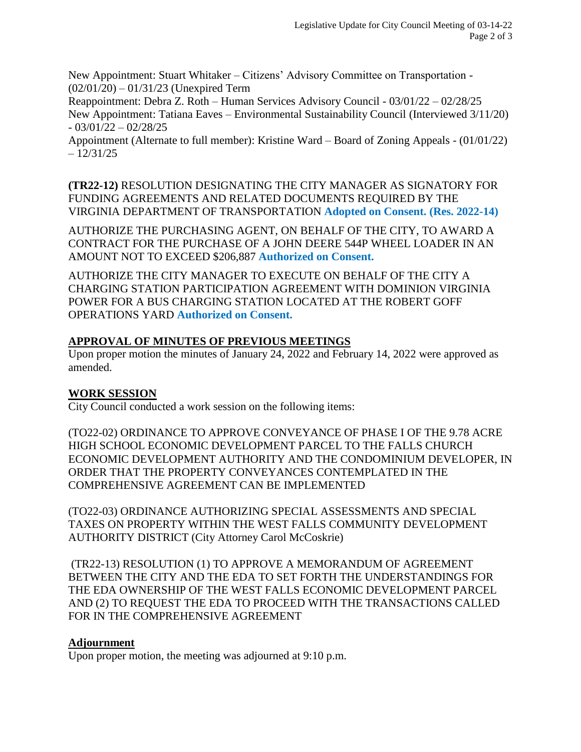New Appointment: Stuart Whitaker – Citizens' Advisory Committee on Transportation - (02/01/20) – 01/31/23 (Unexpired Term
Reappointment: Debra Z. Roth – Human Services Advisory Council - 03/01/22 – 02/28/25
New Appointment: Tatiana Eaves – Environmental Sustainability Council (Interviewed 3/11/20) - 03/01/22 – 02/28/25
Appointment (Alternate to full member): Kristine Ward – Board of Zoning Appeals - (01/01/22) – 12/31/25

**(TR22-12)** RESOLUTION DESIGNATING THE CITY MANAGER AS SIGNATORY FOR FUNDING AGREEMENTS AND RELATED DOCUMENTS REQUIRED BY THE VIRGINIA DEPARTMENT OF TRANSPORTATION **Adopted on Consent. (Res. 2022-14)**

AUTHORIZE THE PURCHASING AGENT, ON BEHALF OF THE CITY, TO AWARD A CONTRACT FOR THE PURCHASE OF A JOHN DEERE 544P WHEEL LOADER IN AN AMOUNT NOT TO EXCEED $206,887 **Authorized on Consent.**

AUTHORIZE THE CITY MANAGER TO EXECUTE ON BEHALF OF THE CITY A CHARGING STATION PARTICIPATION AGREEMENT WITH DOMINION VIRGINIA POWER FOR A BUS CHARGING STATION LOCATED AT THE ROBERT GOFF OPERATIONS YARD **Authorized on Consent.**

## APPROVAL OF MINUTES OF PREVIOUS MEETINGS

Upon proper motion the minutes of January 24, 2022 and February 14, 2022 were approved as amended.

## WORK SESSION

City Council conducted a work session on the following items:

(TO22-02) ORDINANCE TO APPROVE CONVEYANCE OF PHASE I OF THE 9.78 ACRE HIGH SCHOOL ECONOMIC DEVELOPMENT PARCEL TO THE FALLS CHURCH ECONOMIC DEVELOPMENT AUTHORITY AND THE CONDOMINIUM DEVELOPER, IN ORDER THAT THE PROPERTY CONVEYANCES CONTEMPLATED IN THE COMPREHENSIVE AGREEMENT CAN BE IMPLEMENTED

(TO22-03) ORDINANCE AUTHORIZING SPECIAL ASSESSMENTS AND SPECIAL TAXES ON PROPERTY WITHIN THE WEST FALLS COMMUNITY DEVELOPMENT AUTHORITY DISTRICT (City Attorney Carol McCoskrie)

(TR22-13) RESOLUTION (1) TO APPROVE A MEMORANDUM OF AGREEMENT BETWEEN THE CITY AND THE EDA TO SET FORTH THE UNDERSTANDINGS FOR THE EDA OWNERSHIP OF THE WEST FALLS ECONOMIC DEVELOPMENT PARCEL AND (2) TO REQUEST THE EDA TO PROCEED WITH THE TRANSACTIONS CALLED FOR IN THE COMPREHENSIVE AGREEMENT

## Adjournment

Upon proper motion, the meeting was adjourned at 9:10 p.m.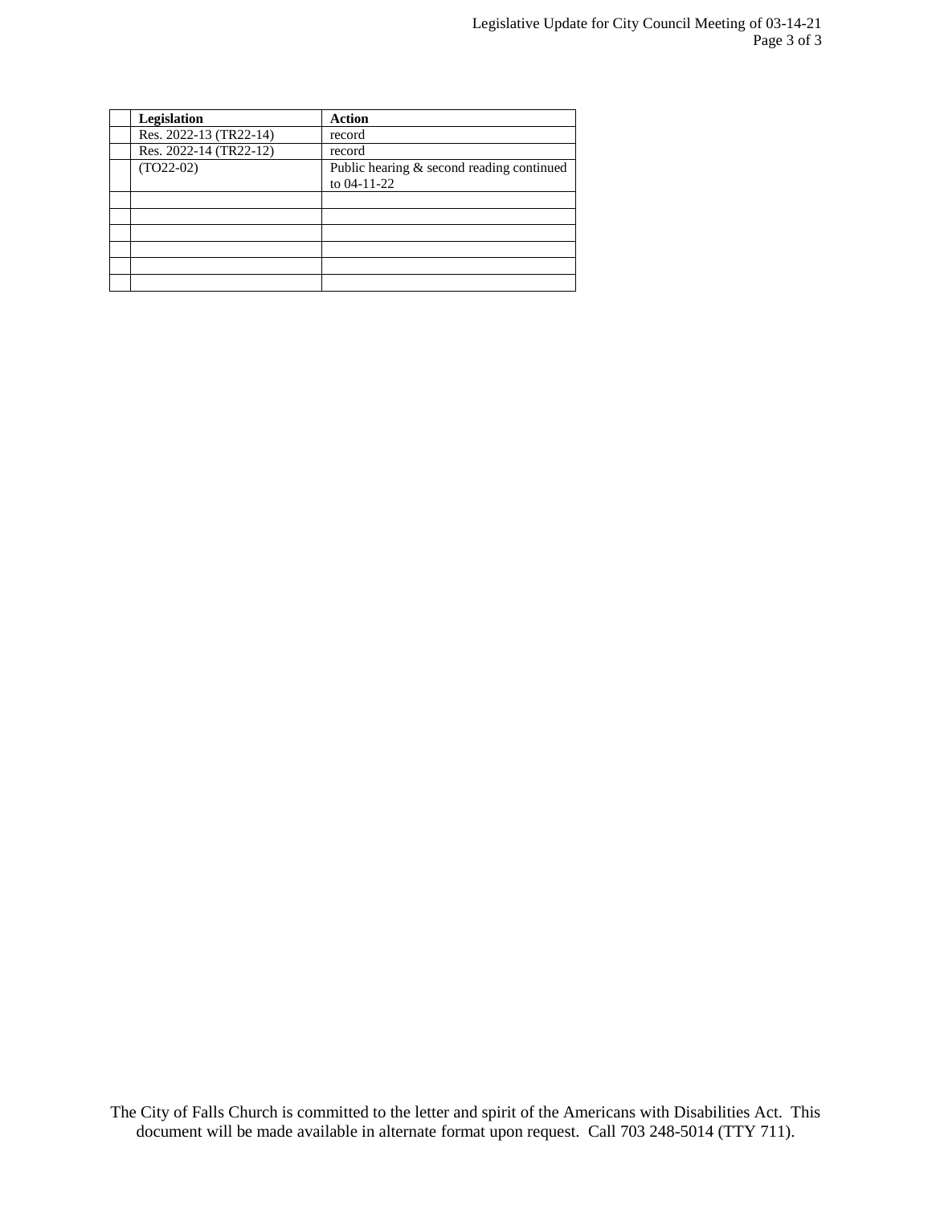| | Legislation | Action |
|---|---|---|
| | Res. 2022-13 (TR22-14) | record |
| | Res. 2022-14 (TR22-12) | record |
| | (TO22-02) | Public hearing & second reading continued to 04-11-22 |
| | | |
| | | |
| | | |
| | | |
| | | |
| | | |

The City of Falls Church is committed to the letter and spirit of the Americans with Disabilities Act. This document will be made available in alternate format upon request. Call 703 248-5014 (TTY 711).